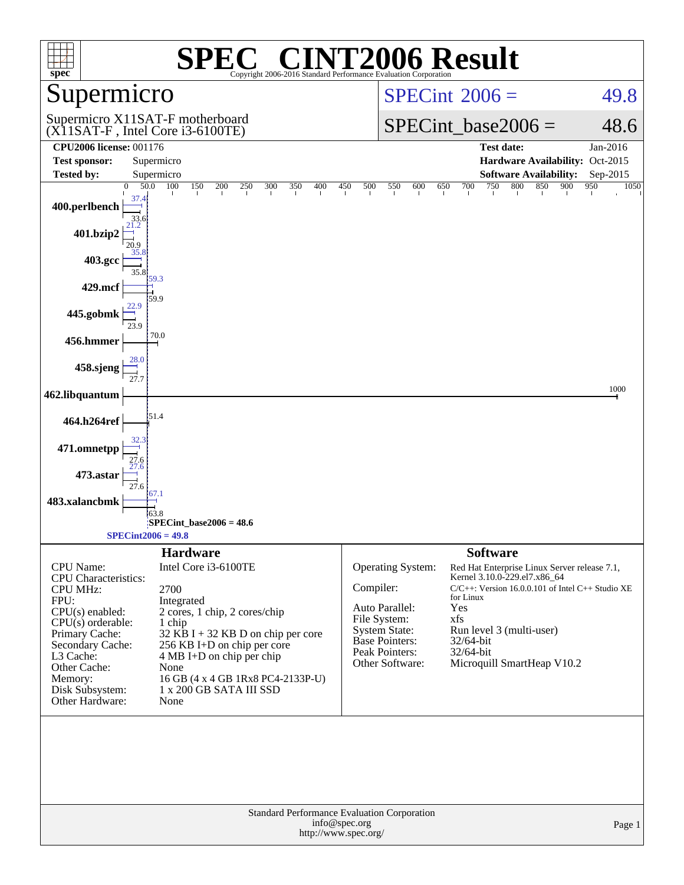# SPEC® CINT2006 Result

Copyright 2006-2016 Standard Performance Evaluation Corporation

## Supermicro

Supermicro X11SAT-F motherboard (X11SAT-F , Intel Core i3-6100TE)

**SPECint 2006 =** 49.8

**SPECint_base2006 =** 48.6

| | | | |
|---|---|---|---|
| **CPU2006 license:** 001176 | | **Test date:** | Jan-2016 |
| **Test sponsor:** | Supermicro | **Hardware Availability:** | Oct-2015 |
| **Tested by:** | Supermicro | **Software Availability:** | Sep-2015 |

| Benchmark | Peak | Base |
|---|---|---|
| 400.perlbench | 37.4 | 33.6 |
| 401.bzip2 | 21.2 | 20.9 |
| 403.gcc | 35.8 | 35.8 |
| 429.mcf | 59.3 | 59.9 |
| 445.gobmk | 22.9 | 23.9 |
| 456.hmmer | | 70.0 |
| 458.sjeng | 28.0 | 27.7 |
| 462.libquantum | | 1000 |
| 464.h264ref | | 51.4 |
| 471.omnetpp | 32.3 | 27.6 |
| 473.astar | 27.6 | 27.6 |
| 483.xalancbmk | 67.1 | 63.8 |

SPECint_base2006 = 48.6

SPECint2006 = 49.8

## Hardware

| | |
|---|---|
| CPU Name: | Intel Core i3-6100TE |
| CPU Characteristics: | |
| CPU MHz: | 2700 |
| FPU: | Integrated |
| CPU(s) enabled: | 2 cores, 1 chip, 2 cores/chip |
| CPU(s) orderable: | 1 chip |
| Primary Cache: | 32 KB I + 32 KB D on chip per core |
| Secondary Cache: | 256 KB I+D on chip per core |
| L3 Cache: | 4 MB I+D on chip per chip |
| Other Cache: | None |
| Memory: | 16 GB (4 x 4 GB 1Rx8 PC4-2133P-U) |
| Disk Subsystem: | 1 x 200 GB SATA III SSD |
| Other Hardware: | None |

## Software

| | |
|---|---|
| Operating System: | Red Hat Enterprise Linux Server release 7.1, Kernel 3.10.0-229.el7.x86_64 |
| Compiler: | C/C++: Version 16.0.0.101 of Intel C++ Studio XE for Linux |
| Auto Parallel: | Yes |
| File System: | xfs |
| System State: | Run level 3 (multi-user) |
| Base Pointers: | 32/64-bit |
| Peak Pointers: | 32/64-bit |
| Other Software: | Microquill SmartHeap V10.2 |

Standard Performance Evaluation Corporation
info@spec.org
http://www.spec.org/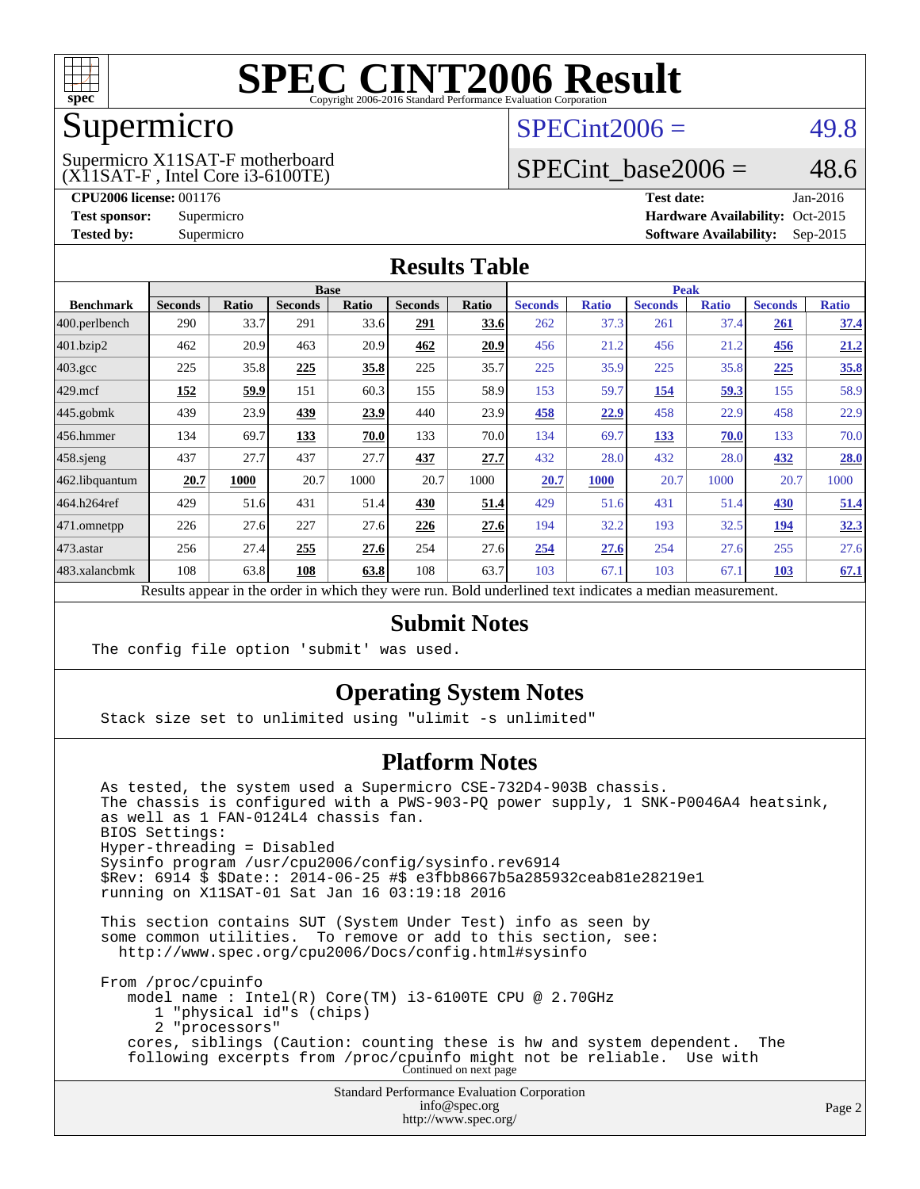# SPEC CINT2006 Result

Copyright 2006-2016 Standard Performance Evaluation Corporation

## Supermicro

Supermicro X11SAT-F motherboard
(X11SAT-F , Intel Core i3-6100TE)

SPECint2006 = 49.8

SPECint_base2006 = 48.6

| | | | |
|---|---|---|---|
| **CPU2006 license:** | 001176 | **Test date:** | Jan-2016 |
| **Test sponsor:** | Supermicro | **Hardware Availability:** | Oct-2015 |
| **Tested by:** | Supermicro | **Software Availability:** | Sep-2015 |

## Results Table

| Benchmark | Base | | | | | | Peak | | | | | |
|---|---|---|---|---|---|---|---|---|---|---|---|---|
| | Seconds | Ratio | Seconds | Ratio | Seconds | Ratio | Seconds | Ratio | Seconds | Ratio | Seconds | Ratio |
| 400.perlbench | 290 | 33.7 | 291 | 33.6 | **291** | **33.6** | 262 | 37.3 | 261 | 37.4 | **261** | **37.4** |
| 401.bzip2 | 462 | 20.9 | 463 | 20.9 | **462** | **20.9** | 456 | 21.2 | 456 | 21.2 | **456** | **21.2** |
| 403.gcc | 225 | 35.8 | **225** | **35.8** | 225 | 35.7 | 225 | 35.9 | 225 | 35.8 | **225** | **35.8** |
| 429.mcf | **152** | **59.9** | 151 | 60.3 | 155 | 58.9 | 153 | 59.7 | **154** | **59.3** | 155 | 58.9 |
| 445.gobmk | 439 | 23.9 | **439** | **23.9** | 440 | 23.9 | **458** | **22.9** | 458 | 22.9 | 458 | 22.9 |
| 456.hmmer | 134 | 69.7 | **133** | **70.0** | 133 | 70.0 | 134 | 69.7 | **133** | **70.0** | 133 | 70.0 |
| 458.sjeng | 437 | 27.7 | 437 | 27.7 | **437** | **27.7** | 432 | 28.0 | 432 | 28.0 | **432** | **28.0** |
| 462.libquantum | **20.7** | **1000** | 20.7 | 1000 | 20.7 | 1000 | **20.7** | **1000** | 20.7 | 1000 | 20.7 | 1000 |
| 464.h264ref | 429 | 51.6 | 431 | 51.4 | **430** | **51.4** | 429 | 51.6 | 431 | 51.4 | **430** | **51.4** |
| 471.omnetpp | 226 | 27.6 | 227 | 27.6 | **226** | **27.6** | 194 | 32.2 | 193 | 32.5 | **194** | **32.3** |
| 473.astar | 256 | 27.4 | **255** | **27.6** | 254 | 27.6 | **254** | **27.6** | 254 | 27.6 | 255 | 27.6 |
| 483.xalancbmk | 108 | 63.8 | **108** | **63.8** | 108 | 63.7 | 103 | 67.1 | 103 | 67.1 | **103** | **67.1** |

Results appear in the order in which they were run. Bold underlined text indicates a median measurement.

## Submit Notes

```
The config file option 'submit' was used.
```

## Operating System Notes

```
Stack size set to unlimited using "ulimit -s unlimited"
```

## Platform Notes

```
As tested, the system used a Supermicro CSE-732D4-903B chassis.
The chassis is configured with a PWS-903-PQ power supply, 1 SNK-P0046A4 heatsink,
as well as 1 FAN-0124L4 chassis fan.
BIOS Settings:
Hyper-threading = Disabled
Sysinfo program /usr/cpu2006/config/sysinfo.rev6914
$Rev: 6914 $ $Date:: 2014-06-25 #$ e3fbb8667b5a285932ceab81e28219e1
running on X11SAT-01 Sat Jan 16 03:19:18 2016

This section contains SUT (System Under Test) info as seen by
some common utilities.  To remove or add to this section, see:
  http://www.spec.org/cpu2006/Docs/config.html#sysinfo

From /proc/cpuinfo
   model name : Intel(R) Core(TM) i3-6100TE CPU @ 2.70GHz
      1 "physical id"s (chips)
      2 "processors"
   cores, siblings (Caution: counting these is hw and system dependent.  The
   following excerpts from /proc/cpuinfo might not be reliable.  Use with
```

Continued on next page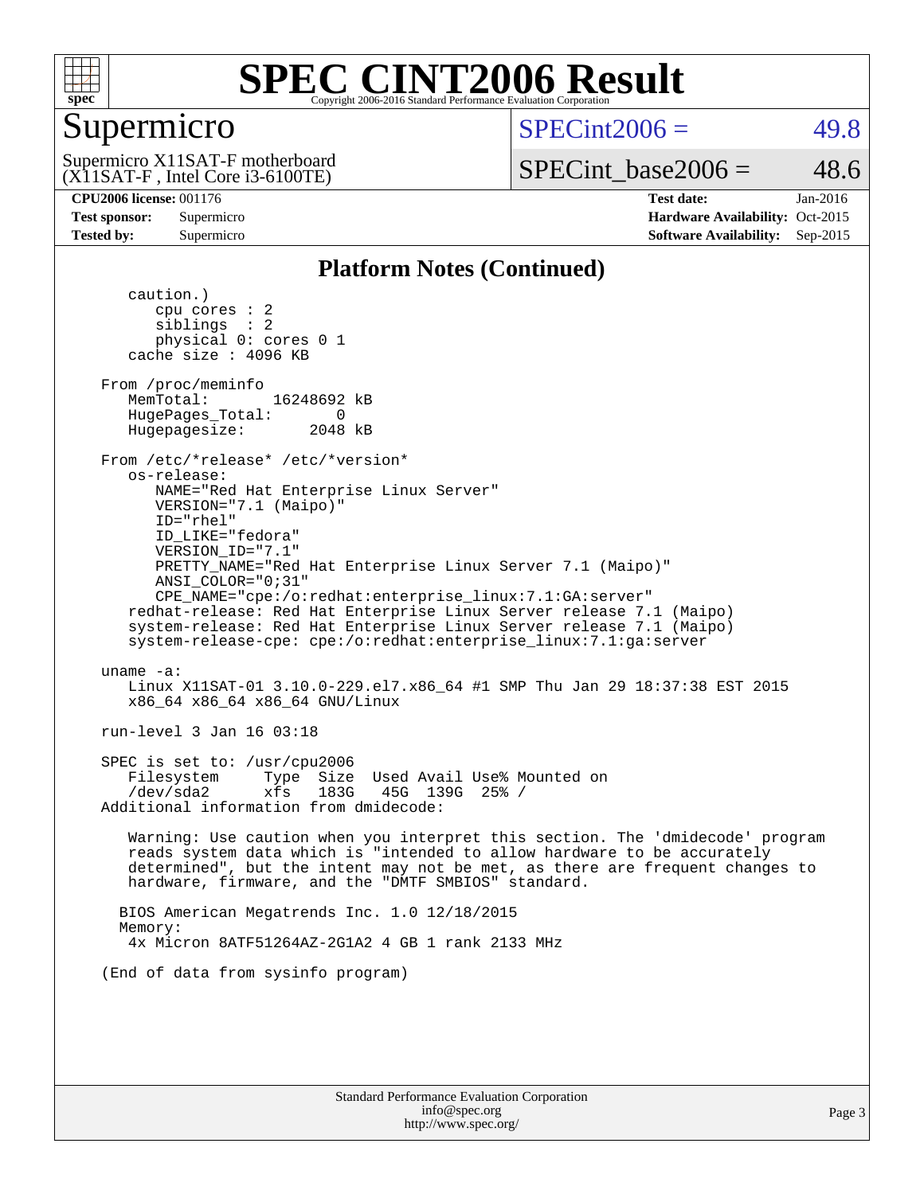# SPEC CINT2006 Result

## Supermicro

Supermicro X11SAT-F motherboard
(X11SAT-F , Intel Core i3-6100TE)

SPECint2006 = 49.8

SPECint_base2006 = 48.6

**CPU2006 license:** 001176
**Test sponsor:** Supermicro
**Tested by:** Supermicro

**Test date:** Jan-2016
**Hardware Availability:** Oct-2015
**Software Availability:** Sep-2015

### Platform Notes (Continued)

```
      caution.)
         cpu cores : 2
         siblings  : 2
         physical 0: cores 0 1
      cache size : 4096 KB

   From /proc/meminfo
      MemTotal:       16248692 kB
      HugePages_Total:       0
      Hugepagesize:       2048 kB

   From /etc/*release* /etc/*version*
      os-release:
         NAME="Red Hat Enterprise Linux Server"
         VERSION="7.1 (Maipo)"
         ID="rhel"
         ID_LIKE="fedora"
         VERSION_ID="7.1"
         PRETTY_NAME="Red Hat Enterprise Linux Server 7.1 (Maipo)"
         ANSI_COLOR="0;31"
         CPE_NAME="cpe:/o:redhat:enterprise_linux:7.1:GA:server"
      redhat-release: Red Hat Enterprise Linux Server release 7.1 (Maipo)
      system-release: Red Hat Enterprise Linux Server release 7.1 (Maipo)
      system-release-cpe: cpe:/o:redhat:enterprise_linux:7.1:ga:server

   uname -a:
      Linux X11SAT-01 3.10.0-229.el7.x86_64 #1 SMP Thu Jan 29 18:37:38 EST 2015
      x86_64 x86_64 x86_64 GNU/Linux

   run-level 3 Jan 16 03:18

   SPEC is set to: /usr/cpu2006
      Filesystem     Type  Size  Used Avail Use% Mounted on
      /dev/sda2      xfs   183G   45G  139G  25% /
   Additional information from dmidecode:

      Warning: Use caution when you interpret this section. The 'dmidecode' program
      reads system data which is "intended to allow hardware to be accurately
      determined", but the intent may not be met, as there are frequent changes to
      hardware, firmware, and the "DMTF SMBIOS" standard.

     BIOS American Megatrends Inc. 1.0 12/18/2015
     Memory:
      4x Micron 8ATF51264AZ-2G1A2 4 GB 1 rank 2133 MHz

   (End of data from sysinfo program)
```

Standard Performance Evaluation Corporation
info@spec.org
http://www.spec.org/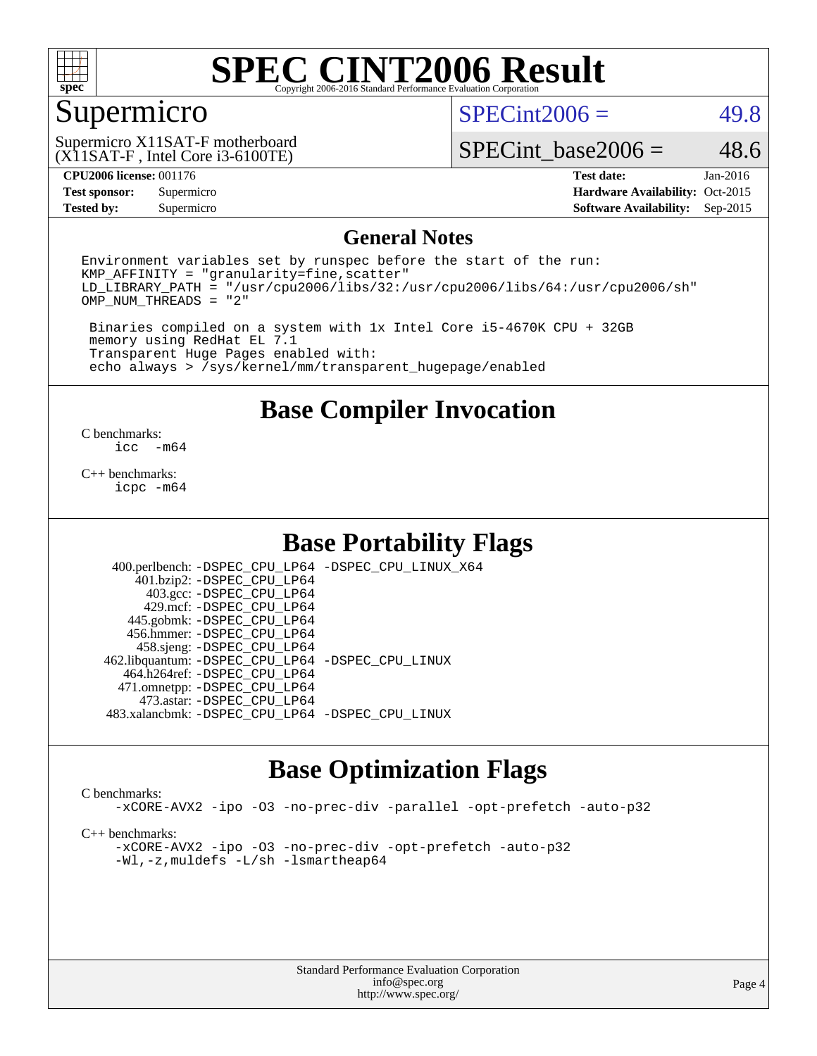# SPEC CINT2006 Result

Copyright 2006-2016 Standard Performance Evaluation Corporation

## Supermicro

Supermicro X11SAT-F motherboard
(X11SAT-F , Intel Core i3-6100TE)

SPECint2006 = 49.8

SPECint_base2006 = 48.6

| | | | |
|---|---|---|---|
| **CPU2006 license:** 001176 | | **Test date:** | Jan-2016 |
| **Test sponsor:** | Supermicro | **Hardware Availability:** | Oct-2015 |
| **Tested by:** | Supermicro | **Software Availability:** | Sep-2015 |

## General Notes

```
Environment variables set by runspec before the start of the run:
KMP_AFFINITY = "granularity=fine,scatter"
LD_LIBRARY_PATH = "/usr/cpu2006/libs/32:/usr/cpu2006/libs/64:/usr/cpu2006/sh"
OMP_NUM_THREADS = "2"

 Binaries compiled on a system with 1x Intel Core i5-4670K CPU + 32GB
 memory using RedHat EL 7.1
 Transparent Huge Pages enabled with:
 echo always > /sys/kernel/mm/transparent_hugepage/enabled
```

## Base Compiler Invocation

C benchmarks:
```
icc  -m64
```

C++ benchmarks:
```
icpc -m64
```

## Base Portability Flags

```
    400.perlbench: -DSPEC_CPU_LP64 -DSPEC_CPU_LINUX_X64
       401.bzip2: -DSPEC_CPU_LP64
         403.gcc: -DSPEC_CPU_LP64
         429.mcf: -DSPEC_CPU_LP64
       445.gobmk: -DSPEC_CPU_LP64
       456.hmmer: -DSPEC_CPU_LP64
       458.sjeng: -DSPEC_CPU_LP64
  462.libquantum: -DSPEC_CPU_LP64 -DSPEC_CPU_LINUX
     464.h264ref: -DSPEC_CPU_LP64
     471.omnetpp: -DSPEC_CPU_LP64
       473.astar: -DSPEC_CPU_LP64
  483.xalancbmk: -DSPEC_CPU_LP64 -DSPEC_CPU_LINUX
```

## Base Optimization Flags

C benchmarks:
```
-xCORE-AVX2 -ipo -O3 -no-prec-div -parallel -opt-prefetch -auto-p32
```

C++ benchmarks:
```
-xCORE-AVX2 -ipo -O3 -no-prec-div -opt-prefetch -auto-p32
-Wl,-z,muldefs -L/sh -lsmartheap64
```

Standard Performance Evaluation Corporation
info@spec.org
http://www.spec.org/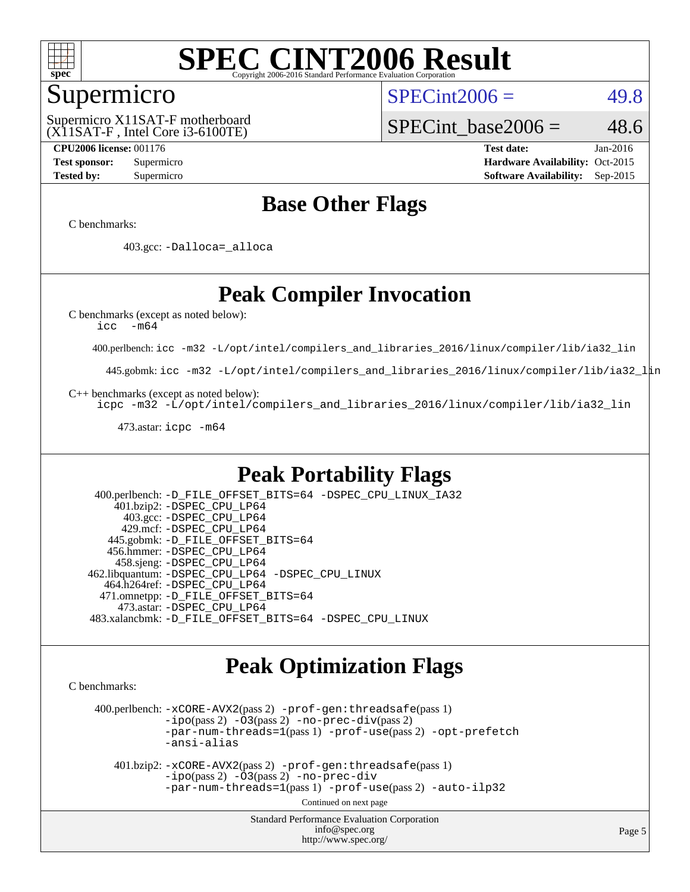# SPEC CINT2006 Result

## Supermicro

Supermicro X11SAT-F motherboard (X11SAT-F , Intel Core i3-6100TE)

SPECint2006 = 49.8

SPECint_base2006 = 48.6

**CPU2006 license:** 001176
**Test sponsor:** Supermicro
**Tested by:** Supermicro
**Test date:** Jan-2016
**Hardware Availability:** Oct-2015
**Software Availability:** Sep-2015

## Base Other Flags

C benchmarks:

403.gcc: `-Dalloca=_alloca`

## Peak Compiler Invocation

C benchmarks (except as noted below):
`icc -m64`

400.perlbench: `icc -m32 -L/opt/intel/compilers_and_libraries_2016/linux/compiler/lib/ia32_lin`

445.gobmk: `icc -m32 -L/opt/intel/compilers_and_libraries_2016/linux/compiler/lib/ia32_lin`

C++ benchmarks (except as noted below):
`icpc -m32 -L/opt/intel/compilers_and_libraries_2016/linux/compiler/lib/ia32_lin`

473.astar: `icpc -m64`

## Peak Portability Flags

400.perlbench: `-D_FILE_OFFSET_BITS=64 -DSPEC_CPU_LINUX_IA32`
401.bzip2: `-DSPEC_CPU_LP64`
403.gcc: `-DSPEC_CPU_LP64`
429.mcf: `-DSPEC_CPU_LP64`
445.gobmk: `-D_FILE_OFFSET_BITS=64`
456.hmmer: `-DSPEC_CPU_LP64`
458.sjeng: `-DSPEC_CPU_LP64`
462.libquantum: `-DSPEC_CPU_LP64 -DSPEC_CPU_LINUX`
464.h264ref: `-DSPEC_CPU_LP64`
471.omnetpp: `-D_FILE_OFFSET_BITS=64`
473.astar: `-DSPEC_CPU_LP64`
483.xalancbmk: `-D_FILE_OFFSET_BITS=64 -DSPEC_CPU_LINUX`

## Peak Optimization Flags

C benchmarks:

400.perlbench: `-xCORE-AVX2`(pass 2) `-prof-gen:threadsafe`(pass 1) `-ipo`(pass 2) `-O3`(pass 2) `-no-prec-div`(pass 2) `-par-num-threads=1`(pass 1) `-prof-use`(pass 2) `-opt-prefetch` `-ansi-alias`

401.bzip2: `-xCORE-AVX2`(pass 2) `-prof-gen:threadsafe`(pass 1) `-ipo`(pass 2) `-O3`(pass 2) `-no-prec-div` `-par-num-threads=1`(pass 1) `-prof-use`(pass 2) `-auto-ilp32`

Continued on next page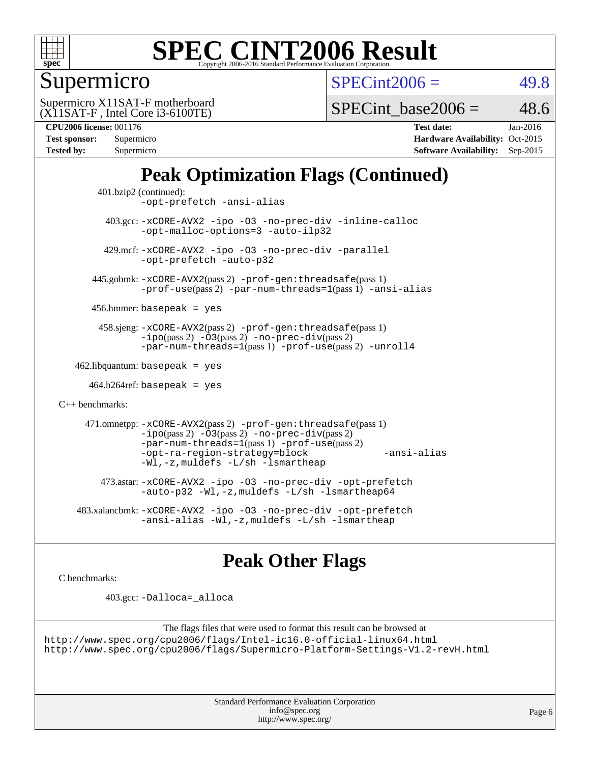# SPEC CINT2006 Result

## Supermicro

Supermicro X11SAT-F motherboard
(X11SAT-F , Intel Core i3-6100TE)

SPECint2006 = 49.8

SPECint_base2006 = 48.6

**CPU2006 license:** 001176
**Test sponsor:** Supermicro
**Tested by:** Supermicro

**Test date:** Jan-2016
**Hardware Availability:** Oct-2015
**Software Availability:** Sep-2015

## Peak Optimization Flags (Continued)

401.bzip2 (continued):
`-opt-prefetch -ansi-alias`

403.gcc: `-xCORE-AVX2 -ipo -O3 -no-prec-div -inline-calloc -opt-malloc-options=3 -auto-ilp32`

429.mcf: `-xCORE-AVX2 -ipo -O3 -no-prec-div -parallel -opt-prefetch -auto-p32`

445.gobmk: `-xCORE-AVX2`(pass 2) `-prof-gen:threadsafe`(pass 1) `-prof-use`(pass 2) `-par-num-threads=1`(pass 1) `-ansi-alias`

456.hmmer: `basepeak = yes`

458.sjeng: `-xCORE-AVX2`(pass 2) `-prof-gen:threadsafe`(pass 1) `-ipo`(pass 2) `-O3`(pass 2) `-no-prec-div`(pass 2) `-par-num-threads=1`(pass 1) `-prof-use`(pass 2) `-unroll4`

462.libquantum: `basepeak = yes`

464.h264ref: `basepeak = yes`

C++ benchmarks:

471.omnetpp: `-xCORE-AVX2`(pass 2) `-prof-gen:threadsafe`(pass 1) `-ipo`(pass 2) `-O3`(pass 2) `-no-prec-div`(pass 2) `-par-num-threads=1`(pass 1) `-prof-use`(pass 2) `-opt-ra-region-strategy=block -ansi-alias -Wl,-z,muldefs -L/sh -lsmartheap`

473.astar: `-xCORE-AVX2 -ipo -O3 -no-prec-div -opt-prefetch -auto-p32 -Wl,-z,muldefs -L/sh -lsmartheap64`

483.xalancbmk: `-xCORE-AVX2 -ipo -O3 -no-prec-div -opt-prefetch -ansi-alias -Wl,-z,muldefs -L/sh -lsmartheap`

## Peak Other Flags

C benchmarks:

403.gcc: `-Dalloca=_alloca`

The flags files that were used to format this result can be browsed at
http://www.spec.org/cpu2006/flags/Intel-ic16.0-official-linux64.html
http://www.spec.org/cpu2006/flags/Supermicro-Platform-Settings-V1.2-revH.html

Standard Performance Evaluation Corporation
info@spec.org
http://www.spec.org/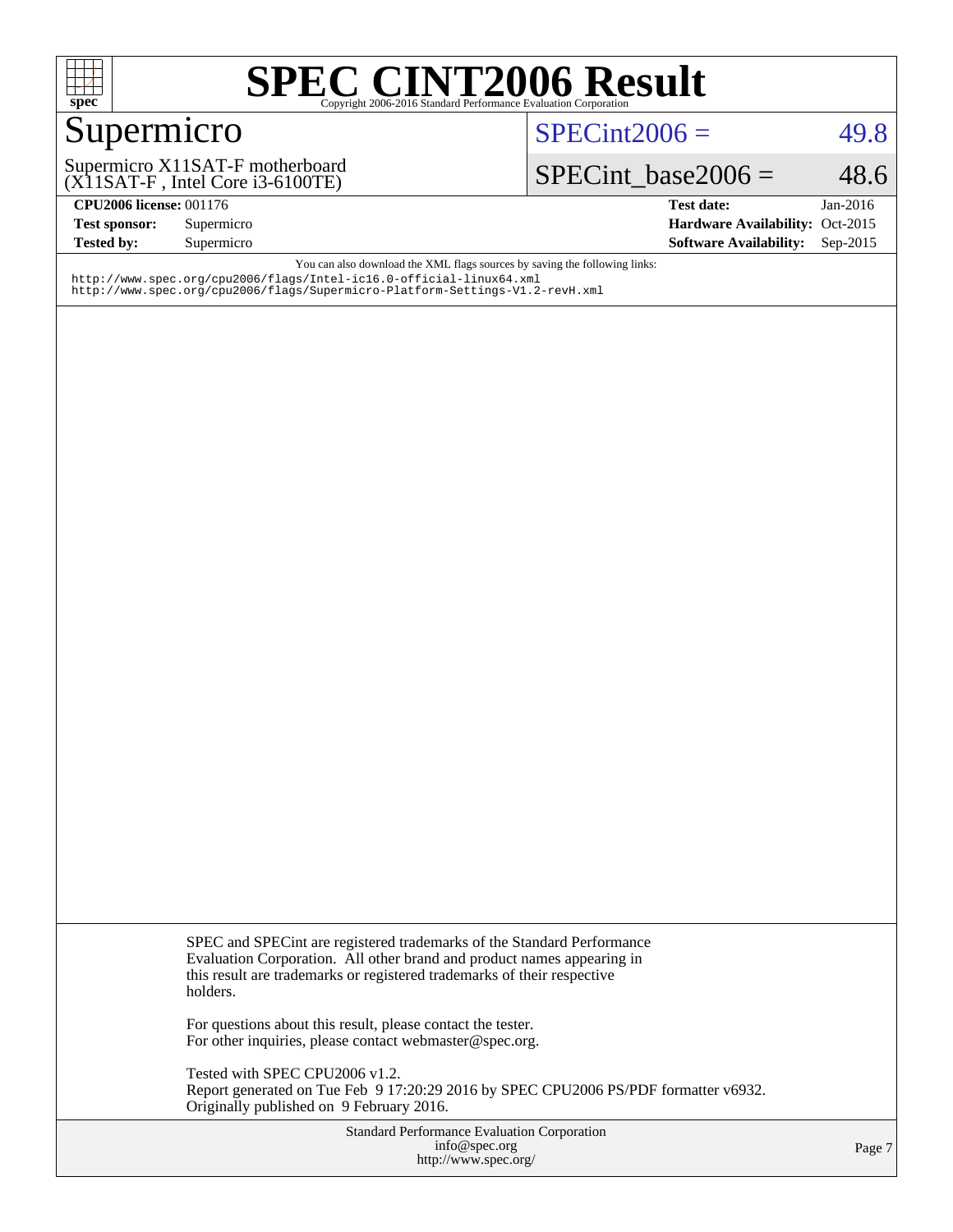# SPEC CINT2006 Result

Copyright 2006-2016 Standard Performance Evaluation Corporation

## Supermicro

Supermicro X11SAT-F motherboard
(X11SAT-F , Intel Core i3-6100TE)

SPECint2006 = 49.8

SPECint_base2006 = 48.6

| | | | |
|---|---|---|---|
| **CPU2006 license:** 001176 | | **Test date:** | Jan-2016 |
| **Test sponsor:** | Supermicro | **Hardware Availability:** | Oct-2015 |
| **Tested by:** | Supermicro | **Software Availability:** | Sep-2015 |

You can also download the XML flags sources by saving the following links:

```
http://www.spec.org/cpu2006/flags/Intel-ic16.0-official-linux64.xml
http://www.spec.org/cpu2006/flags/Supermicro-Platform-Settings-V1.2-revH.xml
```

SPEC and SPECint are registered trademarks of the Standard Performance Evaluation Corporation. All other brand and product names appearing in this result are trademarks or registered trademarks of their respective holders.

For questions about this result, please contact the tester.
For other inquiries, please contact webmaster@spec.org.

Tested with SPEC CPU2006 v1.2.
Report generated on Tue Feb 9 17:20:29 2016 by SPEC CPU2006 PS/PDF formatter v6932.
Originally published on 9 February 2016.

Standard Performance Evaluation Corporation
info@spec.org
http://www.spec.org/